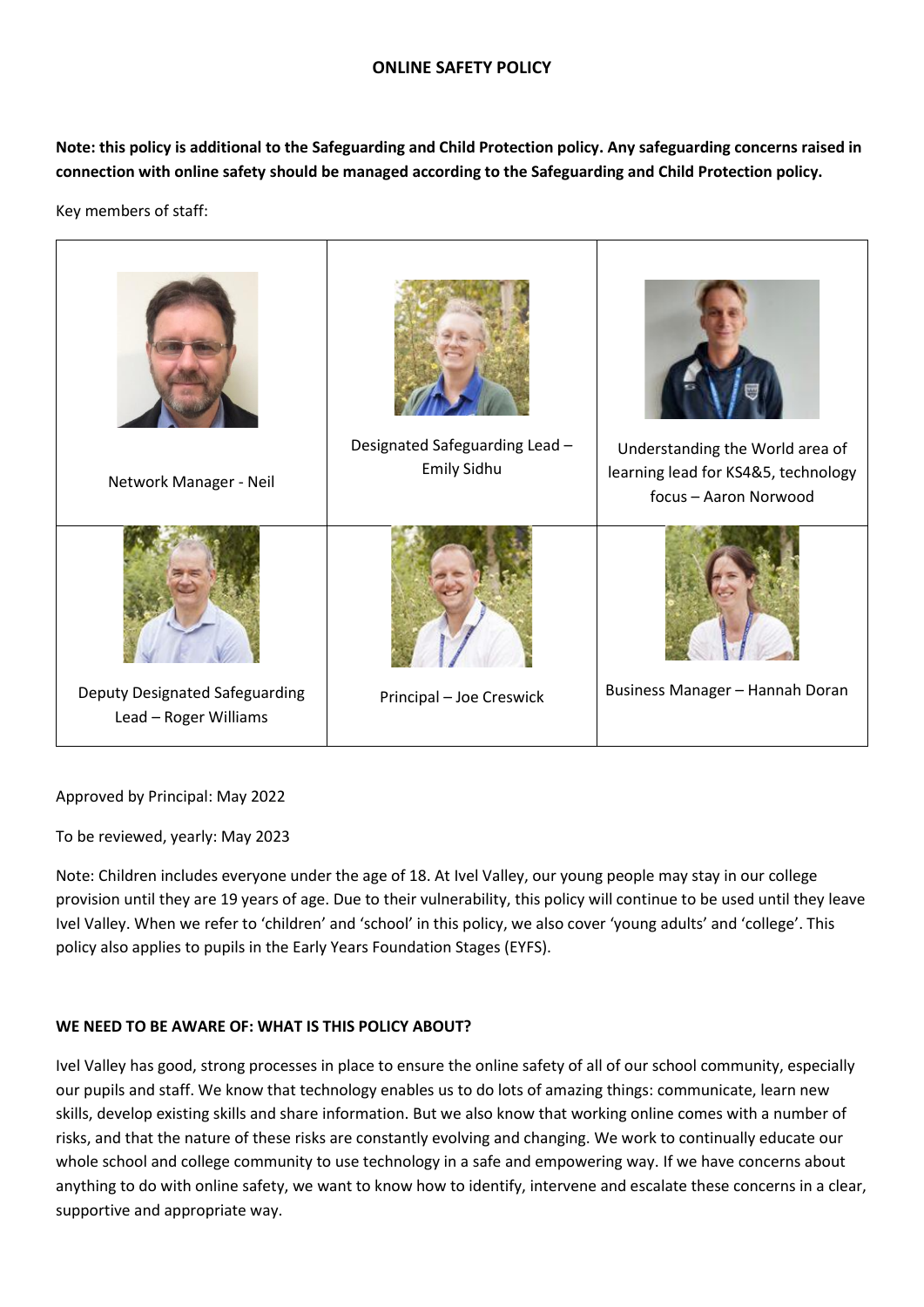## ONLINE SAFETY POLICY

**Note: this policy is additional to the Safeguarding and Child Protection policy. Any safeguarding concerns raised in connection with online safety should be managed according to the Safeguarding and Child Protection policy.**

Key members of staff:

| | | |
|---|---|---|
| Network Manager - Neil | Designated Safeguarding Lead – Emily Sidhu | Understanding the World area of learning lead for KS4&5, technology focus – Aaron Norwood |
| Deputy Designated Safeguarding Lead – Roger Williams | Principal – Joe Creswick | Business Manager – Hannah Doran |

Approved by Principal: May 2022

To be reviewed, yearly: May 2023

Note: Children includes everyone under the age of 18. At Ivel Valley, our young people may stay in our college provision until they are 19 years of age. Due to their vulnerability, this policy will continue to be used until they leave Ivel Valley. When we refer to 'children' and 'school' in this policy, we also cover 'young adults' and 'college'. This policy also applies to pupils in the Early Years Foundation Stages (EYFS).

### WE NEED TO BE AWARE OF: WHAT IS THIS POLICY ABOUT?

Ivel Valley has good, strong processes in place to ensure the online safety of all of our school community, especially our pupils and staff. We know that technology enables us to do lots of amazing things: communicate, learn new skills, develop existing skills and share information. But we also know that working online comes with a number of risks, and that the nature of these risks are constantly evolving and changing. We work to continually educate our whole school and college community to use technology in a safe and empowering way. If we have concerns about anything to do with online safety, we want to know how to identify, intervene and escalate these concerns in a clear, supportive and appropriate way.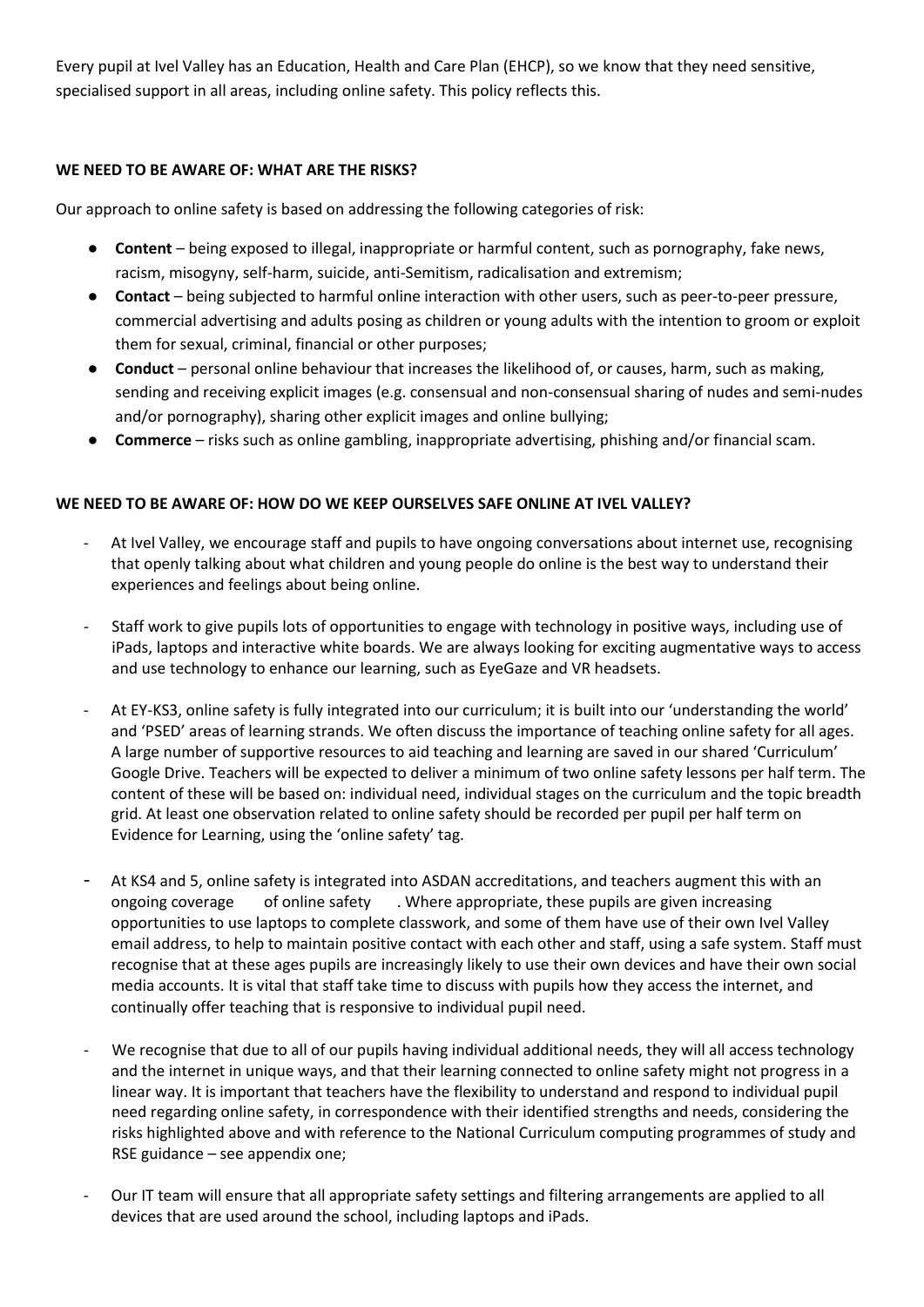Every pupil at Ivel Valley has an Education, Health and Care Plan (EHCP), so we know that they need sensitive, specialised support in all areas, including online safety. This policy reflects this.

**WE NEED TO BE AWARE OF: WHAT ARE THE RISKS?**

Our approach to online safety is based on addressing the following categories of risk:

- **Content** – being exposed to illegal, inappropriate or harmful content, such as pornography, fake news, racism, misogyny, self-harm, suicide, anti-Semitism, radicalisation and extremism;
- **Contact** – being subjected to harmful online interaction with other users, such as peer-to-peer pressure, commercial advertising and adults posing as children or young adults with the intention to groom or exploit them for sexual, criminal, financial or other purposes;
- **Conduct** – personal online behaviour that increases the likelihood of, or causes, harm, such as making, sending and receiving explicit images (e.g. consensual and non-consensual sharing of nudes and semi-nudes and/or pornography), sharing other explicit images and online bullying;
- **Commerce** – risks such as online gambling, inappropriate advertising, phishing and/or financial scam.

**WE NEED TO BE AWARE OF: HOW DO WE KEEP OURSELVES SAFE ONLINE AT IVEL VALLEY?**

- At Ivel Valley, we encourage staff and pupils to have ongoing conversations about internet use, recognising that openly talking about what children and young people do online is the best way to understand their experiences and feelings about being online.

- Staff work to give pupils lots of opportunities to engage with technology in positive ways, including use of iPads, laptops and interactive white boards. We are always looking for exciting augmentative ways to access and use technology to enhance our learning, such as EyeGaze and VR headsets.

- At EY-KS3, online safety is fully integrated into our curriculum; it is built into our 'understanding the world' and 'PSED' areas of learning strands. We often discuss the importance of teaching online safety for all ages. A large number of supportive resources to aid teaching and learning are saved in our shared 'Curriculum' Google Drive. Teachers will be expected to deliver a minimum of two online safety lessons per half term. The content of these will be based on: individual need, individual stages on the curriculum and the topic breadth grid. At least one observation related to online safety should be recorded per pupil per half term on Evidence for Learning, using the 'online safety' tag.

- At KS4 and 5, online safety is integrated into ASDAN accreditations, and teachers augment this with an ongoing coverage of online safety. Where appropriate, these pupils are given increasing opportunities to use laptops to complete classwork, and some of them have use of their own Ivel Valley email address, to help to maintain positive contact with each other and staff, using a safe system. Staff must recognise that at these ages pupils are increasingly likely to use their own devices and have their own social media accounts. It is vital that staff take time to discuss with pupils how they access the internet, and continually offer teaching that is responsive to individual pupil need.

- We recognise that due to all of our pupils having individual additional needs, they will all access technology and the internet in unique ways, and that their learning connected to online safety might not progress in a linear way. It is important that teachers have the flexibility to understand and respond to individual pupil need regarding online safety, in correspondence with their identified strengths and needs, considering the risks highlighted above and with reference to the National Curriculum computing programmes of study and RSE guidance – see appendix one;

- Our IT team will ensure that all appropriate safety settings and filtering arrangements are applied to all devices that are used around the school, including laptops and iPads.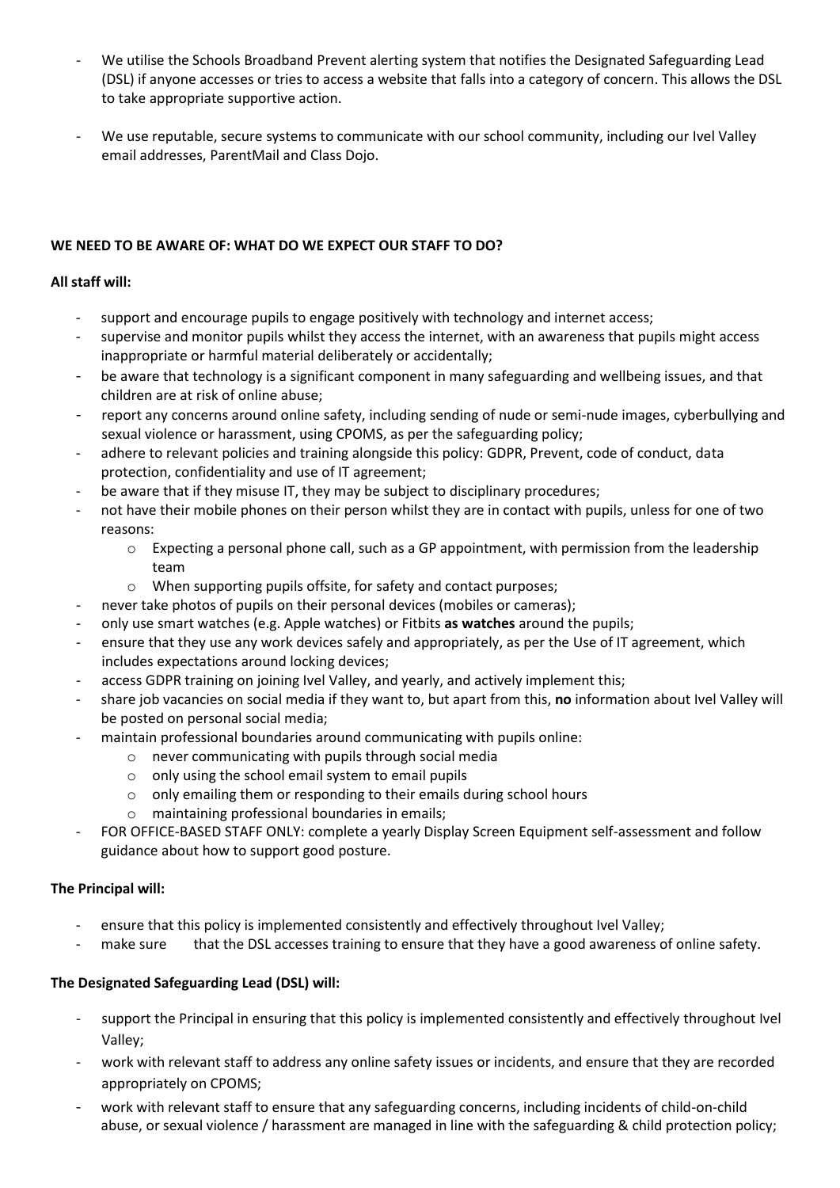- We utilise the Schools Broadband Prevent alerting system that notifies the Designated Safeguarding Lead (DSL) if anyone accesses or tries to access a website that falls into a category of concern. This allows the DSL to take appropriate supportive action.

- We use reputable, secure systems to communicate with our school community, including our Ivel Valley email addresses, ParentMail and Class Dojo.

**WE NEED TO BE AWARE OF: WHAT DO WE EXPECT OUR STAFF TO DO?**

**All staff will:**

- support and encourage pupils to engage positively with technology and internet access;
- supervise and monitor pupils whilst they access the internet, with an awareness that pupils might access inappropriate or harmful material deliberately or accidentally;
- be aware that technology is a significant component in many safeguarding and wellbeing issues, and that children are at risk of online abuse;
- report any concerns around online safety, including sending of nude or semi-nude images, cyberbullying and sexual violence or harassment, using CPOMS, as per the safeguarding policy;
- adhere to relevant policies and training alongside this policy: GDPR, Prevent, code of conduct, data protection, confidentiality and use of IT agreement;
- be aware that if they misuse IT, they may be subject to disciplinary procedures;
- not have their mobile phones on their person whilst they are in contact with pupils, unless for one of two reasons:
  - Expecting a personal phone call, such as a GP appointment, with permission from the leadership team
  - When supporting pupils offsite, for safety and contact purposes;
- never take photos of pupils on their personal devices (mobiles or cameras);
- only use smart watches (e.g. Apple watches) or Fitbits **as watches** around the pupils;
- ensure that they use any work devices safely and appropriately, as per the Use of IT agreement, which includes expectations around locking devices;
- access GDPR training on joining Ivel Valley, and yearly, and actively implement this;
- share job vacancies on social media if they want to, but apart from this, **no** information about Ivel Valley will be posted on personal social media;
- maintain professional boundaries around communicating with pupils online:
  - never communicating with pupils through social media
  - only using the school email system to email pupils
  - only emailing them or responding to their emails during school hours
  - maintaining professional boundaries in emails;
- FOR OFFICE-BASED STAFF ONLY: complete a yearly Display Screen Equipment self-assessment and follow guidance about how to support good posture.

**The Principal will:**

- ensure that this policy is implemented consistently and effectively throughout Ivel Valley;
- make sure that the DSL accesses training to ensure that they have a good awareness of online safety.

**The Designated Safeguarding Lead (DSL) will:**

- support the Principal in ensuring that this policy is implemented consistently and effectively throughout Ivel Valley;
- work with relevant staff to address any online safety issues or incidents, and ensure that they are recorded appropriately on CPOMS;
- work with relevant staff to ensure that any safeguarding concerns, including incidents of child-on-child abuse, or sexual violence / harassment are managed in line with the safeguarding & child protection policy;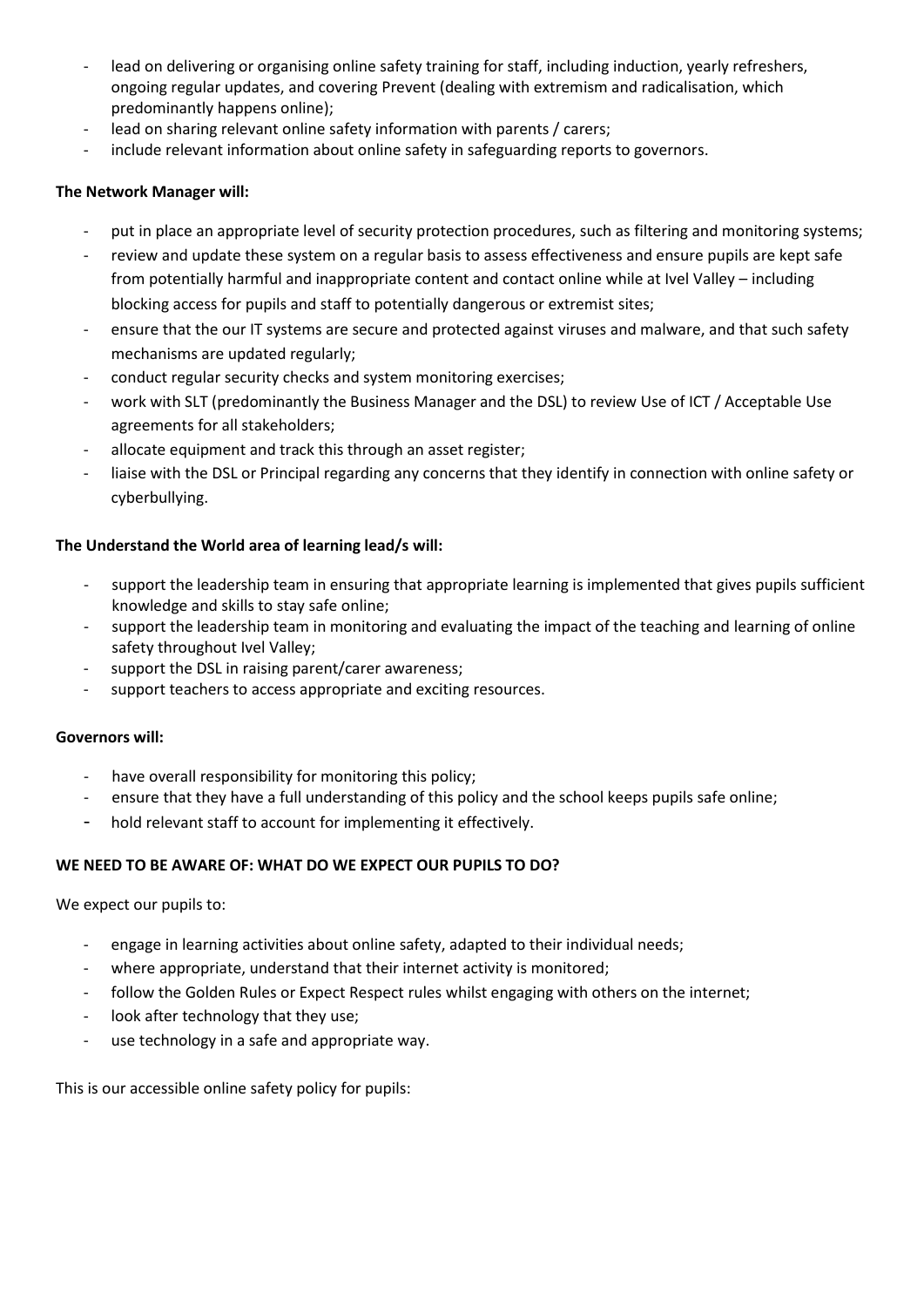- lead on delivering or organising online safety training for staff, including induction, yearly refreshers, ongoing regular updates, and covering Prevent (dealing with extremism and radicalisation, which predominantly happens online);
- lead on sharing relevant online safety information with parents / carers;
- include relevant information about online safety in safeguarding reports to governors.

**The Network Manager will:**

- put in place an appropriate level of security protection procedures, such as filtering and monitoring systems;
- review and update these system on a regular basis to assess effectiveness and ensure pupils are kept safe from potentially harmful and inappropriate content and contact online while at Ivel Valley – including blocking access for pupils and staff to potentially dangerous or extremist sites;
- ensure that the our IT systems are secure and protected against viruses and malware, and that such safety mechanisms are updated regularly;
- conduct regular security checks and system monitoring exercises;
- work with SLT (predominantly the Business Manager and the DSL) to review Use of ICT / Acceptable Use agreements for all stakeholders;
- allocate equipment and track this through an asset register;
- liaise with the DSL or Principal regarding any concerns that they identify in connection with online safety or cyberbullying.

**The Understand the World area of learning lead/s will:**

- support the leadership team in ensuring that appropriate learning is implemented that gives pupils sufficient knowledge and skills to stay safe online;
- support the leadership team in monitoring and evaluating the impact of the teaching and learning of online safety throughout Ivel Valley;
- support the DSL in raising parent/carer awareness;
- support teachers to access appropriate and exciting resources.

**Governors will:**

- have overall responsibility for monitoring this policy;
- ensure that they have a full understanding of this policy and the school keeps pupils safe online;
- hold relevant staff to account for implementing it effectively.

**WE NEED TO BE AWARE OF: WHAT DO WE EXPECT OUR PUPILS TO DO?**

We expect our pupils to:

- engage in learning activities about online safety, adapted to their individual needs;
- where appropriate, understand that their internet activity is monitored;
- follow the Golden Rules or Expect Respect rules whilst engaging with others on the internet;
- look after technology that they use;
- use technology in a safe and appropriate way.

This is our accessible online safety policy for pupils: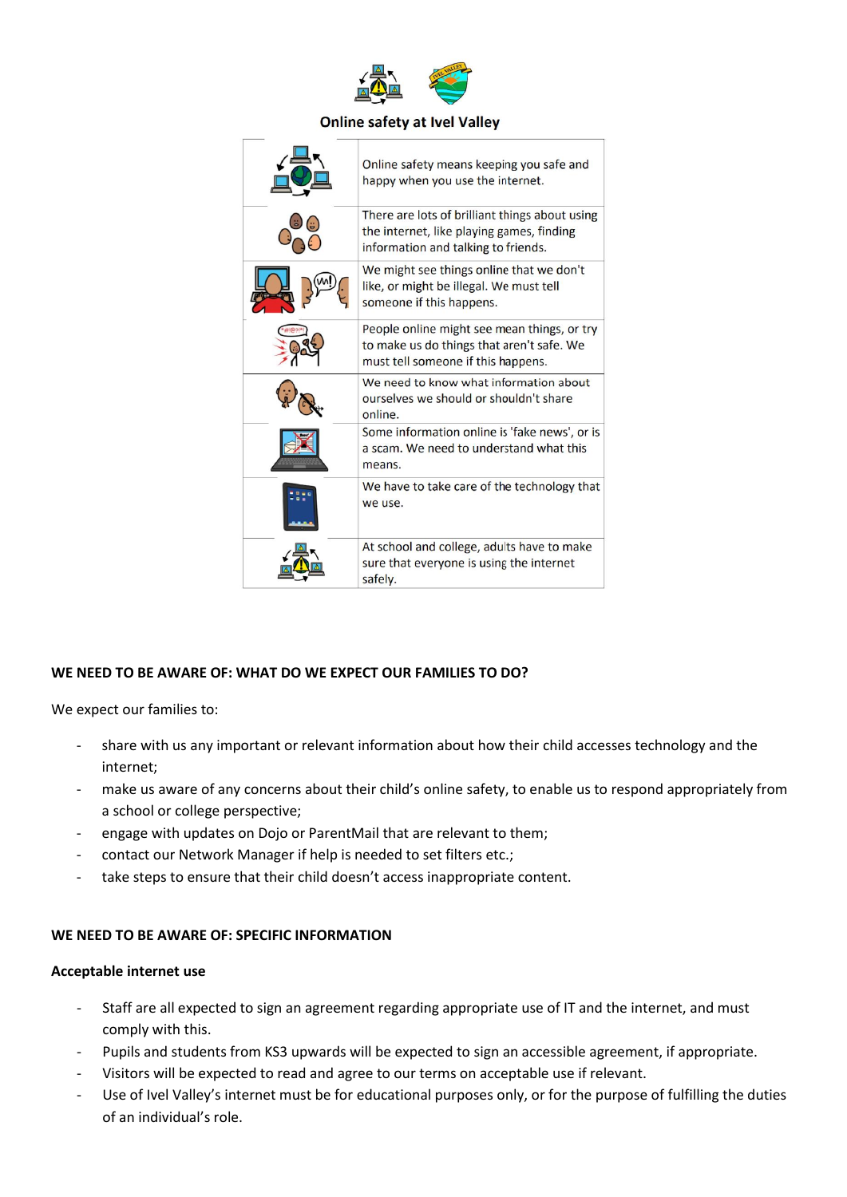## Online safety at Ivel Valley

| | |
|---|---|
| | Online safety means keeping you safe and happy when you use the internet. |
| | There are lots of brilliant things about using the internet, like playing games, finding information and talking to friends. |
| | We might see things online that we don't like, or might be illegal. We must tell someone if this happens. |
| | People online might see mean things, or try to make us do things that aren't safe. We must tell someone if this happens. |
| | We need to know what information about ourselves we should or shouldn't share online. |
| | Some information online is 'fake news', or is a scam. We need to understand what this means. |
| | We have to take care of the technology that we use. |
| | At school and college, adults have to make sure that everyone is using the internet safely. |

**WE NEED TO BE AWARE OF: WHAT DO WE EXPECT OUR FAMILIES TO DO?**

We expect our families to:

- share with us any important or relevant information about how their child accesses technology and the internet;
- make us aware of any concerns about their child's online safety, to enable us to respond appropriately from a school or college perspective;
- engage with updates on Dojo or ParentMail that are relevant to them;
- contact our Network Manager if help is needed to set filters etc.;
- take steps to ensure that their child doesn't access inappropriate content.

**WE NEED TO BE AWARE OF: SPECIFIC INFORMATION**

**Acceptable internet use**

- Staff are all expected to sign an agreement regarding appropriate use of IT and the internet, and must comply with this.
- Pupils and students from KS3 upwards will be expected to sign an accessible agreement, if appropriate.
- Visitors will be expected to read and agree to our terms on acceptable use if relevant.
- Use of Ivel Valley's internet must be for educational purposes only, or for the purpose of fulfilling the duties of an individual's role.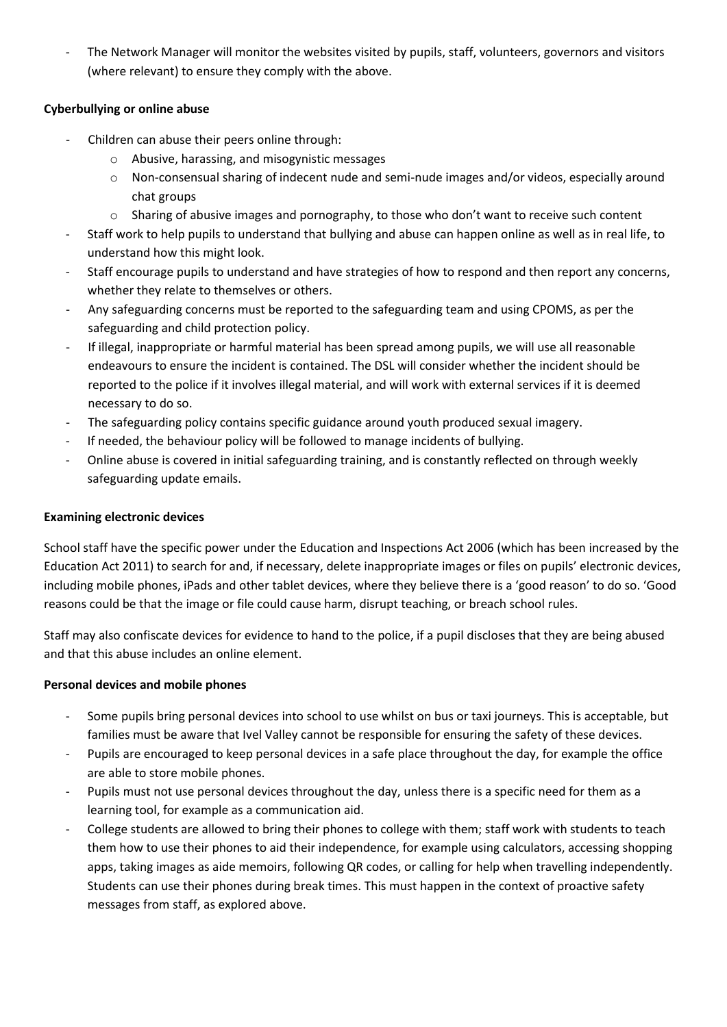- The Network Manager will monitor the websites visited by pupils, staff, volunteers, governors and visitors (where relevant) to ensure they comply with the above.

**Cyberbullying or online abuse**

- Children can abuse their peers online through:
    - Abusive, harassing, and misogynistic messages
    - Non-consensual sharing of indecent nude and semi-nude images and/or videos, especially around chat groups
    - Sharing of abusive images and pornography, to those who don't want to receive such content
- Staff work to help pupils to understand that bullying and abuse can happen online as well as in real life, to understand how this might look.
- Staff encourage pupils to understand and have strategies of how to respond and then report any concerns, whether they relate to themselves or others.
- Any safeguarding concerns must be reported to the safeguarding team and using CPOMS, as per the safeguarding and child protection policy.
- If illegal, inappropriate or harmful material has been spread among pupils, we will use all reasonable endeavours to ensure the incident is contained. The DSL will consider whether the incident should be reported to the police if it involves illegal material, and will work with external services if it is deemed necessary to do so.
- The safeguarding policy contains specific guidance around youth produced sexual imagery.
- If needed, the behaviour policy will be followed to manage incidents of bullying.
- Online abuse is covered in initial safeguarding training, and is constantly reflected on through weekly safeguarding update emails.

**Examining electronic devices**

School staff have the specific power under the Education and Inspections Act 2006 (which has been increased by the Education Act 2011) to search for and, if necessary, delete inappropriate images or files on pupils' electronic devices, including mobile phones, iPads and other tablet devices, where they believe there is a 'good reason' to do so. 'Good reasons could be that the image or file could cause harm, disrupt teaching, or breach school rules.

Staff may also confiscate devices for evidence to hand to the police, if a pupil discloses that they are being abused and that this abuse includes an online element.

**Personal devices and mobile phones**

- Some pupils bring personal devices into school to use whilst on bus or taxi journeys. This is acceptable, but families must be aware that Ivel Valley cannot be responsible for ensuring the safety of these devices.
- Pupils are encouraged to keep personal devices in a safe place throughout the day, for example the office are able to store mobile phones.
- Pupils must not use personal devices throughout the day, unless there is a specific need for them as a learning tool, for example as a communication aid.
- College students are allowed to bring their phones to college with them; staff work with students to teach them how to use their phones to aid their independence, for example using calculators, accessing shopping apps, taking images as aide memoirs, following QR codes, or calling for help when travelling independently. Students can use their phones during break times. This must happen in the context of proactive safety messages from staff, as explored above.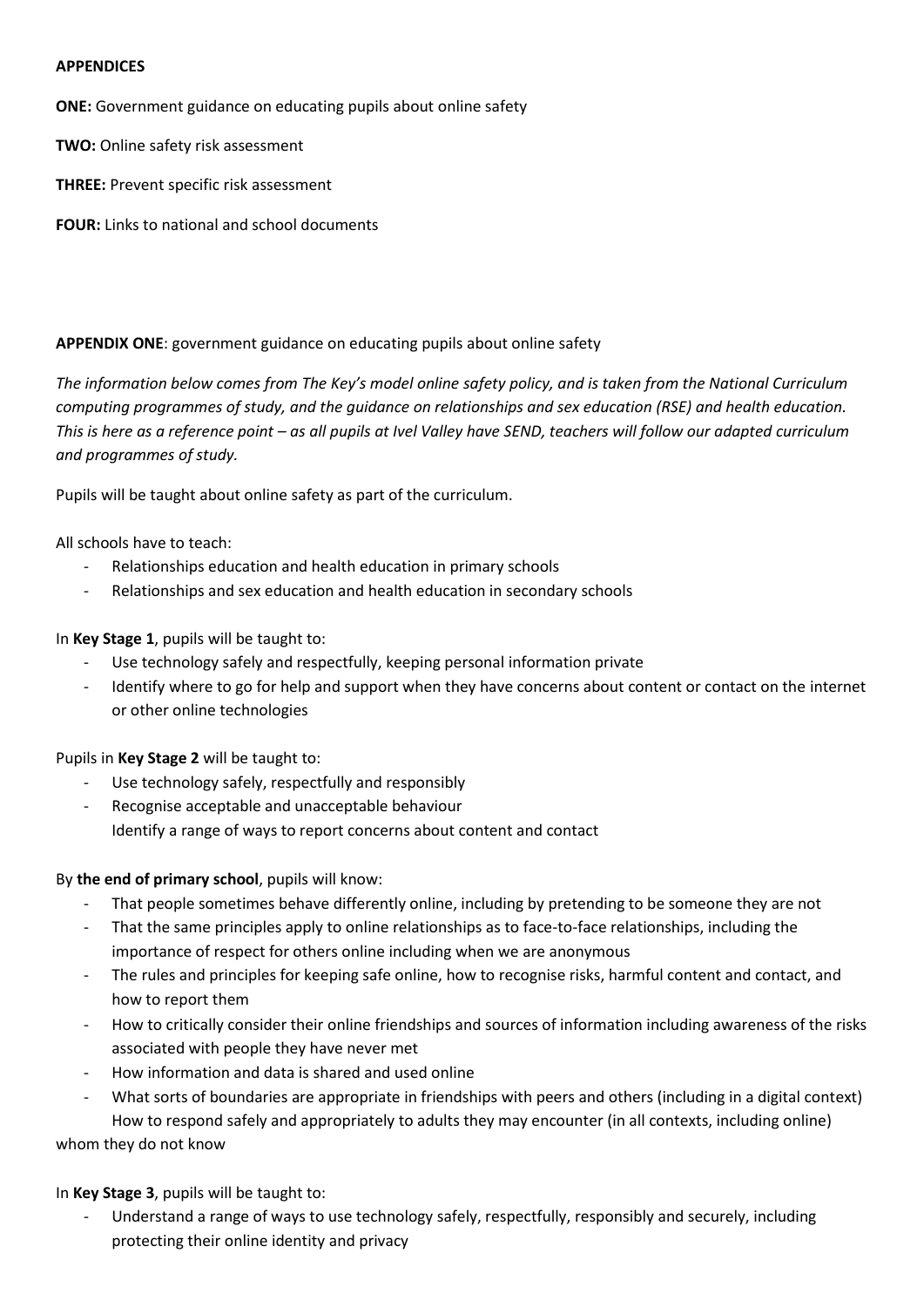**APPENDICES**

**ONE:** Government guidance on educating pupils about online safety

**TWO:** Online safety risk assessment

**THREE:** Prevent specific risk assessment

**FOUR:** Links to national and school documents

**APPENDIX ONE**: government guidance on educating pupils about online safety

*The information below comes from The Key's model online safety policy, and is taken from the National Curriculum computing programmes of study, and the guidance on relationships and sex education (RSE) and health education. This is here as a reference point – as all pupils at Ivel Valley have SEND, teachers will follow our adapted curriculum and programmes of study.*

Pupils will be taught about online safety as part of the curriculum.

All schools have to teach:

- Relationships education and health education in primary schools
- Relationships and sex education and health education in secondary schools

In **Key Stage 1**, pupils will be taught to:

- Use technology safely and respectfully, keeping personal information private
- Identify where to go for help and support when they have concerns about content or contact on the internet or other online technologies

Pupils in **Key Stage 2** will be taught to:

- Use technology safely, respectfully and responsibly
- Recognise acceptable and unacceptable behaviour
  Identify a range of ways to report concerns about content and contact

By **the end of primary school**, pupils will know:

- That people sometimes behave differently online, including by pretending to be someone they are not
- That the same principles apply to online relationships as to face-to-face relationships, including the importance of respect for others online including when we are anonymous
- The rules and principles for keeping safe online, how to recognise risks, harmful content and contact, and how to report them
- How to critically consider their online friendships and sources of information including awareness of the risks associated with people they have never met
- How information and data is shared and used online
- What sorts of boundaries are appropriate in friendships with peers and others (including in a digital context)
  How to respond safely and appropriately to adults they may encounter (in all contexts, including online) whom they do not know

In **Key Stage 3**, pupils will be taught to:

- Understand a range of ways to use technology safely, respectfully, responsibly and securely, including protecting their online identity and privacy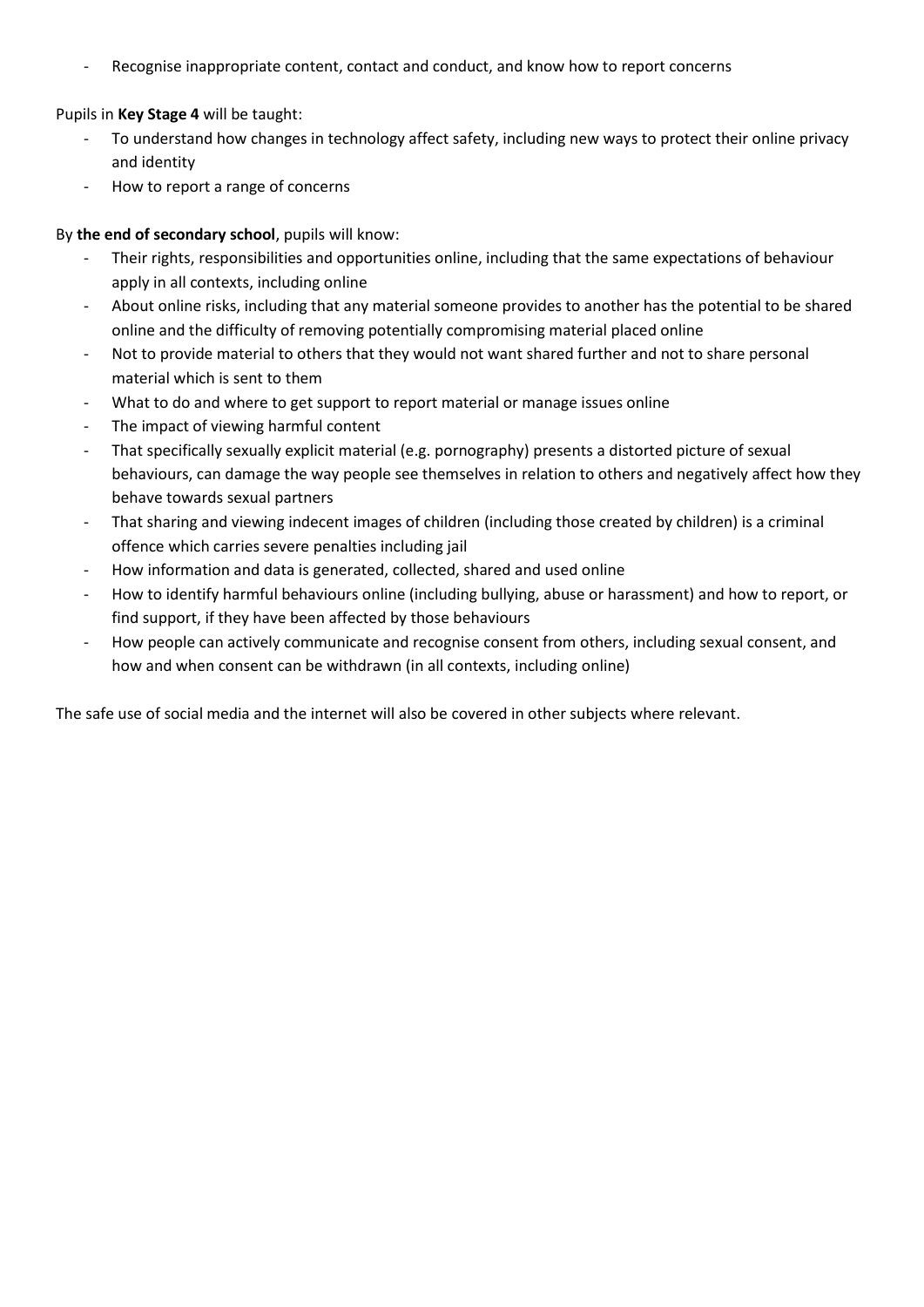- Recognise inappropriate content, contact and conduct, and know how to report concerns

Pupils in **Key Stage 4** will be taught:

- To understand how changes in technology affect safety, including new ways to protect their online privacy and identity
- How to report a range of concerns

By **the end of secondary school**, pupils will know:

- Their rights, responsibilities and opportunities online, including that the same expectations of behaviour apply in all contexts, including online
- About online risks, including that any material someone provides to another has the potential to be shared online and the difficulty of removing potentially compromising material placed online
- Not to provide material to others that they would not want shared further and not to share personal material which is sent to them
- What to do and where to get support to report material or manage issues online
- The impact of viewing harmful content
- That specifically sexually explicit material (e.g. pornography) presents a distorted picture of sexual behaviours, can damage the way people see themselves in relation to others and negatively affect how they behave towards sexual partners
- That sharing and viewing indecent images of children (including those created by children) is a criminal offence which carries severe penalties including jail
- How information and data is generated, collected, shared and used online
- How to identify harmful behaviours online (including bullying, abuse or harassment) and how to report, or find support, if they have been affected by those behaviours
- How people can actively communicate and recognise consent from others, including sexual consent, and how and when consent can be withdrawn (in all contexts, including online)

The safe use of social media and the internet will also be covered in other subjects where relevant.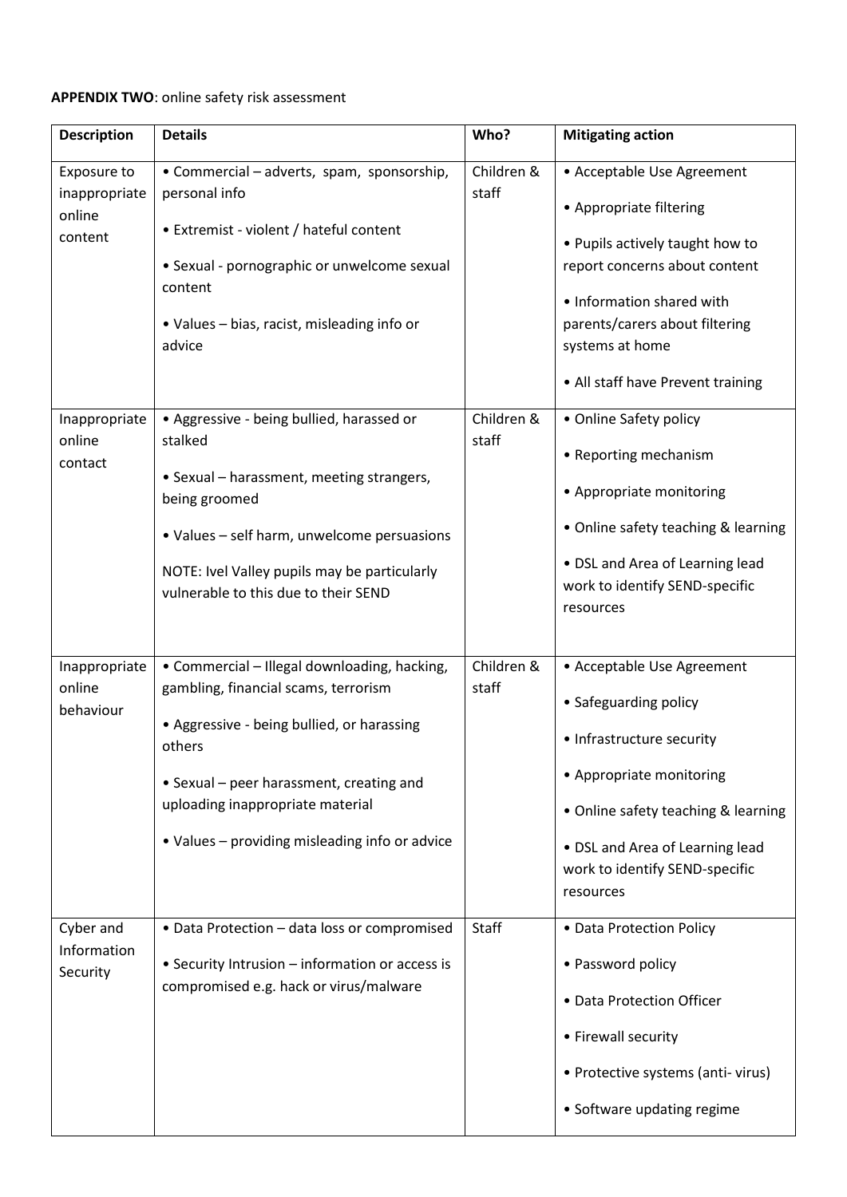**APPENDIX TWO**: online safety risk assessment

| Description | Details | Who? | Mitigating action |
|---|---|---|---|
| Exposure to inappropriate online content | • Commercial – adverts, spam, sponsorship, personal info<br><br>• Extremist - violent / hateful content<br><br>• Sexual - pornographic or unwelcome sexual content<br><br>• Values – bias, racist, misleading info or advice | Children & staff | • Acceptable Use Agreement<br><br>• Appropriate filtering<br><br>• Pupils actively taught how to report concerns about content<br><br>• Information shared with parents/carers about filtering systems at home<br><br>• All staff have Prevent training |
| Inappropriate online contact | • Aggressive - being bullied, harassed or stalked<br><br>• Sexual – harassment, meeting strangers, being groomed<br><br>• Values – self harm, unwelcome persuasions<br><br>NOTE: Ivel Valley pupils may be particularly vulnerable to this due to their SEND | Children & staff | • Online Safety policy<br><br>• Reporting mechanism<br><br>• Appropriate monitoring<br><br>• Online safety teaching & learning<br><br>• DSL and Area of Learning lead work to identify SEND-specific resources |
| Inappropriate online behaviour | • Commercial – Illegal downloading, hacking, gambling, financial scams, terrorism<br><br>• Aggressive - being bullied, or harassing others<br><br>• Sexual – peer harassment, creating and uploading inappropriate material<br><br>• Values – providing misleading info or advice | Children & staff | • Acceptable Use Agreement<br><br>• Safeguarding policy<br><br>• Infrastructure security<br><br>• Appropriate monitoring<br><br>• Online safety teaching & learning<br><br>• DSL and Area of Learning lead work to identify SEND-specific resources |
| Cyber and Information Security | • Data Protection – data loss or compromised<br><br>• Security Intrusion – information or access is compromised e.g. hack or virus/malware | Staff | • Data Protection Policy<br><br>• Password policy<br><br>• Data Protection Officer<br><br>• Firewall security<br><br>• Protective systems (anti- virus)<br><br>• Software updating regime |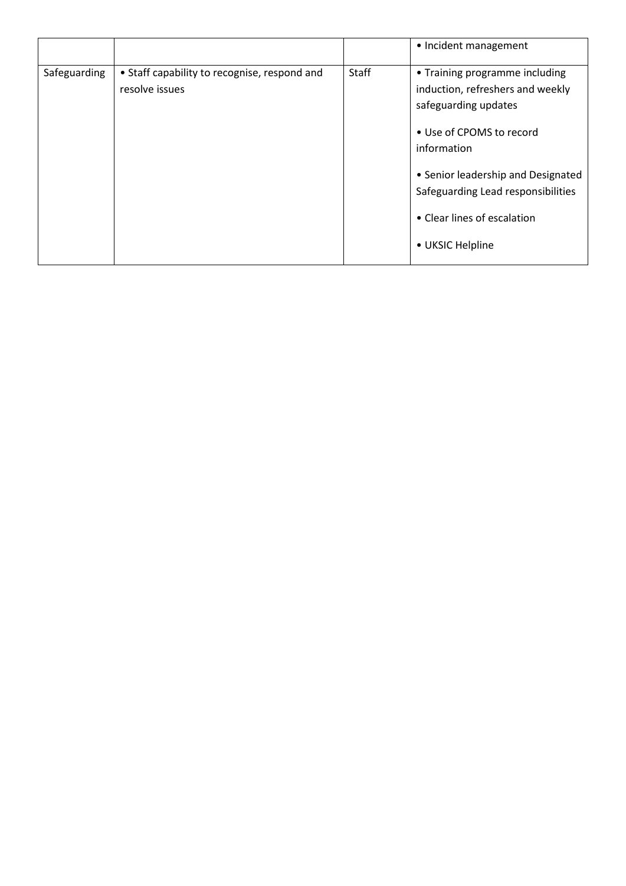| | | | |
|---|---|---|---|
| | | | • Incident management |
| Safeguarding | • Staff capability to recognise, respond and resolve issues | Staff | • Training programme including induction, refreshers and weekly safeguarding updates<br><br>• Use of CPOMS to record information<br><br>• Senior leadership and Designated Safeguarding Lead responsibilities<br><br>• Clear lines of escalation<br><br>• UKSIC Helpline |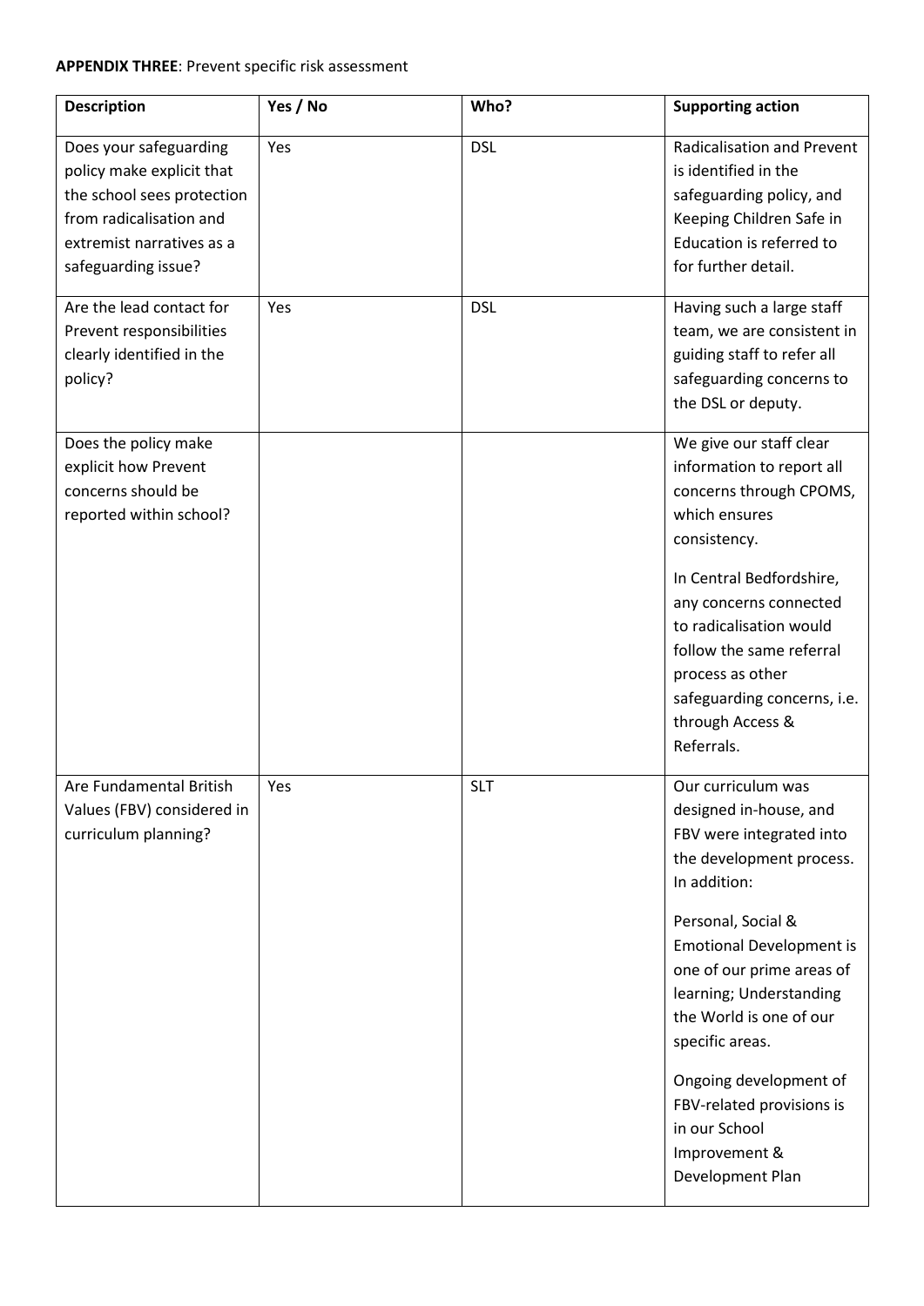**APPENDIX THREE**: Prevent specific risk assessment

| Description | Yes / No | Who? | Supporting action |
|---|---|---|---|
| Does your safeguarding policy make explicit that the school sees protection from radicalisation and extremist narratives as a safeguarding issue? | Yes | DSL | Radicalisation and Prevent is identified in the safeguarding policy, and Keeping Children Safe in Education is referred to for further detail. |
| Are the lead contact for Prevent responsibilities clearly identified in the policy? | Yes | DSL | Having such a large staff team, we are consistent in guiding staff to refer all safeguarding concerns to the DSL or deputy. |
| Does the policy make explicit how Prevent concerns should be reported within school? | | | We give our staff clear information to report all concerns through CPOMS, which ensures consistency.<br><br>In Central Bedfordshire, any concerns connected to radicalisation would follow the same referral process as other safeguarding concerns, i.e. through Access & Referrals. |
| Are Fundamental British Values (FBV) considered in curriculum planning? | Yes | SLT | Our curriculum was designed in-house, and FBV were integrated into the development process. In addition:<br><br>Personal, Social & Emotional Development is one of our prime areas of learning; Understanding the World is one of our specific areas.<br><br>Ongoing development of FBV-related provisions is in our School Improvement & Development Plan |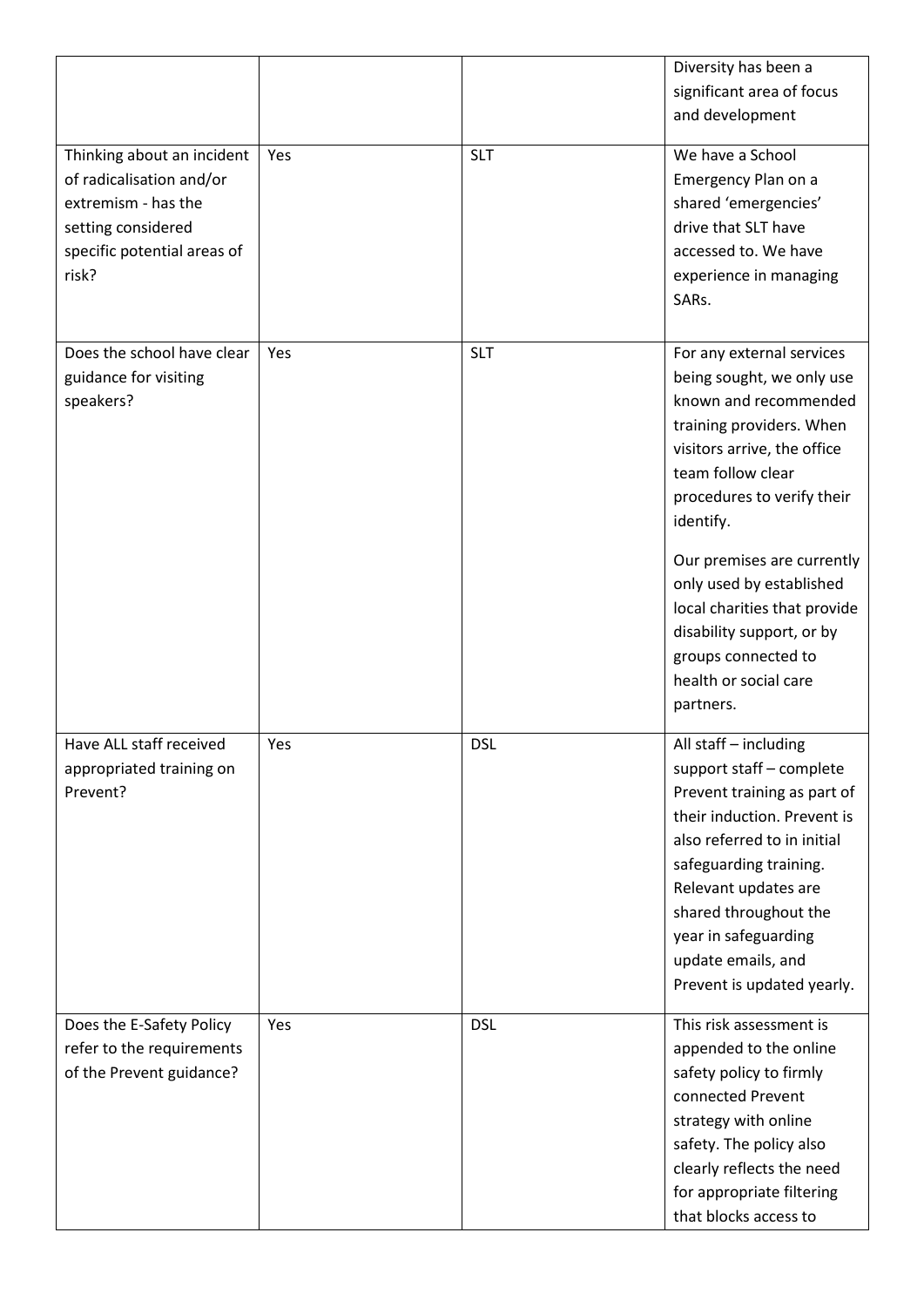| | | | |
|---|---|---|---|
| | | | Diversity has been a significant area of focus and development |
| Thinking about an incident of radicalisation and/or extremism - has the setting considered specific potential areas of risk? | Yes | SLT | We have a School Emergency Plan on a shared 'emergencies' drive that SLT have accessed to. We have experience in managing SARs. |
| Does the school have clear guidance for visiting speakers? | Yes | SLT | For any external services being sought, we only use known and recommended training providers. When visitors arrive, the office team follow clear procedures to verify their identify.<br><br>Our premises are currently only used by established local charities that provide disability support, or by groups connected to health or social care partners. |
| Have ALL staff received appropriated training on Prevent? | Yes | DSL | All staff – including support staff – complete Prevent training as part of their induction. Prevent is also referred to in initial safeguarding training. Relevant updates are shared throughout the year in safeguarding update emails, and Prevent is updated yearly. |
| Does the E-Safety Policy refer to the requirements of the Prevent guidance? | Yes | DSL | This risk assessment is appended to the online safety policy to firmly connected Prevent strategy with online safety. The policy also clearly reflects the need for appropriate filtering that blocks access to |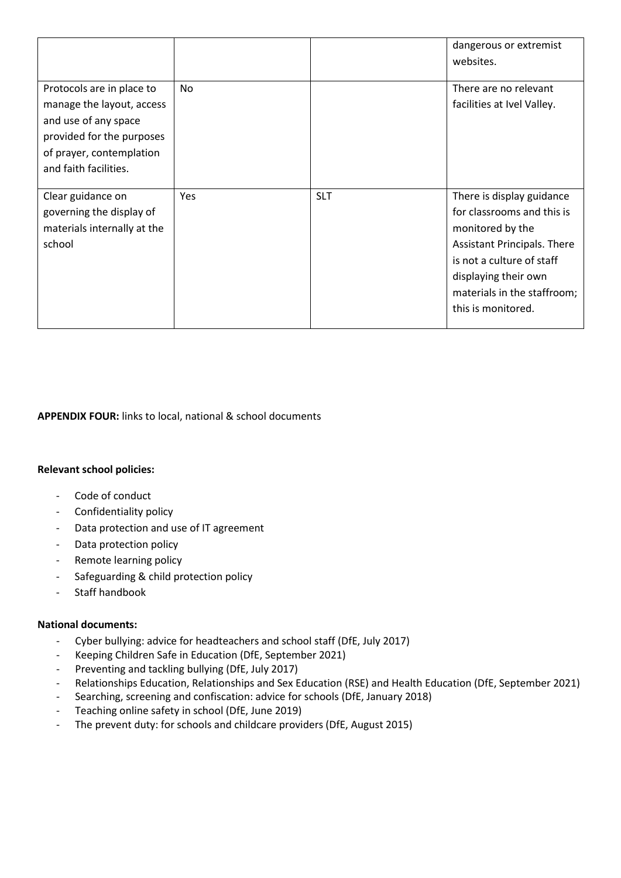| | | | |
|---|---|---|---|
| | | | dangerous or extremist websites. |
| Protocols are in place to manage the layout, access and use of any space provided for the purposes of prayer, contemplation and faith facilities. | No | | There are no relevant facilities at Ivel Valley. |
| Clear guidance on governing the display of materials internally at the school | Yes | SLT | There is display guidance for classrooms and this is monitored by the Assistant Principals. There is not a culture of staff displaying their own materials in the staffroom; this is monitored. |

**APPENDIX FOUR:** links to local, national & school documents

**Relevant school policies:**

- Code of conduct
- Confidentiality policy
- Data protection and use of IT agreement
- Data protection policy
- Remote learning policy
- Safeguarding & child protection policy
- Staff handbook

**National documents:**

- Cyber bullying: advice for headteachers and school staff (DfE, July 2017)
- Keeping Children Safe in Education (DfE, September 2021)
- Preventing and tackling bullying (DfE, July 2017)
- Relationships Education, Relationships and Sex Education (RSE) and Health Education (DfE, September 2021)
- Searching, screening and confiscation: advice for schools (DfE, January 2018)
- Teaching online safety in school (DfE, June 2019)
- The prevent duty: for schools and childcare providers (DfE, August 2015)